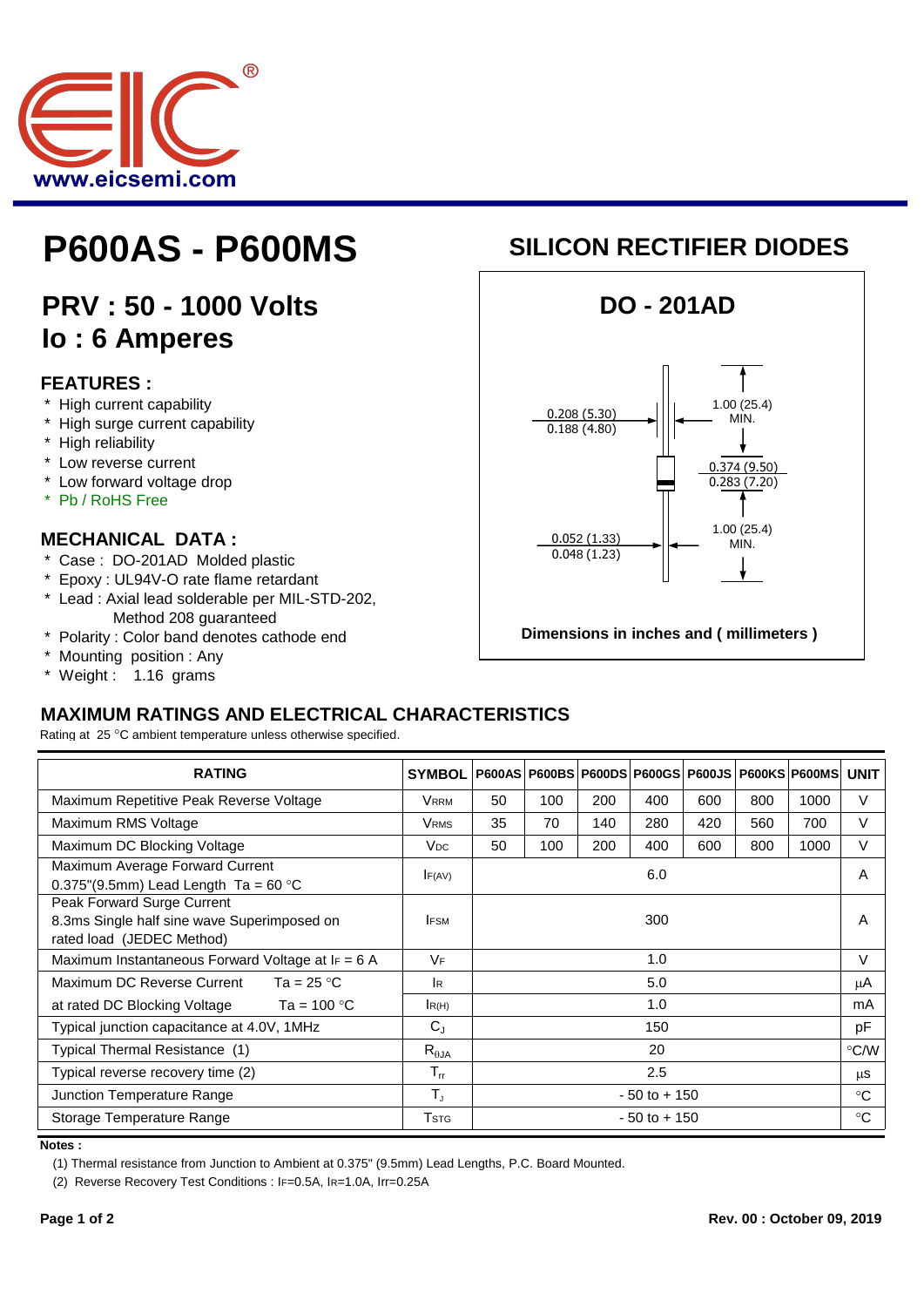www.eicsemi.com

# P600AS - P600MS

## SILICON RECTIFIER DIODES

## PRV : 50 - 1000 Volts
## Io : 6 Amperes

### FEATURES :

* High current capability
* High surge current capability
* High reliability
* Low reverse current
* Low forward voltage drop
* Pb / RoHS Free

### MECHANICAL DATA :

* Case : DO-201AD Molded plastic
* Epoxy : UL94V-O rate flame retardant
* Lead : Axial lead solderable per MIL-STD-202, Method 208 guaranteed
* Polarity : Color band denotes cathode end
* Mounting position : Any
* Weight : 1.16 grams

**DO - 201AD**

0.208 (5.30)
0.188 (4.80)

1.00 (25.4)
MIN.

0.374 (9.50)
0.283 (7.20)

0.052 (1.33)
0.048 (1.23)

1.00 (25.4)
MIN.

**Dimensions in inches and ( millimeters )**

### MAXIMUM RATINGS AND ELECTRICAL CHARACTERISTICS

Rating at 25 °C ambient temperature unless otherwise specified.

| RATING | SYMBOL | P600AS | P600BS | P600DS | P600GS | P600JS | P600KS | P600MS | UNIT |
|---|---|---|---|---|---|---|---|---|---|
| Maximum Repetitive Peak Reverse Voltage | $V_{RRM}$ | 50 | 100 | 200 | 400 | 600 | 800 | 1000 | V |
| Maximum RMS Voltage | $V_{RMS}$ | 35 | 70 | 140 | 280 | 420 | 560 | 700 | V |
| Maximum DC Blocking Voltage | $V_{DC}$ | 50 | 100 | 200 | 400 | 600 | 800 | 1000 | V |
| Maximum Average Forward Current 0.375"(9.5mm) Lead Length Ta = 60 °C | $I_{F(AV)}$ | 6.0 | | | | | | | A |
| Peak Forward Surge Current 8.3ms Single half sine wave Superimposed on rated load (JEDEC Method) | $I_{FSM}$ | 300 | | | | | | | A |
| Maximum Instantaneous Forward Voltage at $I_F$ = 6 A | $V_F$ | 1.0 | | | | | | | V |
| Maximum DC Reverse Current Ta = 25 °C | $I_R$ | 5.0 | | | | | | | μA |
| at rated DC Blocking Voltage Ta = 100 °C | $I_{R(H)}$ | 1.0 | | | | | | | mA |
| Typical junction capacitance at 4.0V, 1MHz | $C_J$ | 150 | | | | | | | pF |
| Typical Thermal Resistance (1) | $R_{\theta JA}$ | 20 | | | | | | | °C/W |
| Typical reverse recovery time (2) | $T_{rr}$ | 2.5 | | | | | | | μs |
| Junction Temperature Range | $T_J$ | - 50 to + 150 | | | | | | | °C |
| Storage Temperature Range | $T_{STG}$ | - 50 to + 150 | | | | | | | °C |

**Notes :**

(1) Thermal resistance from Junction to Ambient at 0.375" (9.5mm) Lead Lengths, P.C. Board Mounted.

(2) Reverse Recovery Test Conditions : $I_F$=0.5A, $I_R$=1.0A, $I_{rr}$=0.25A

Rev. 00 : October 09, 2019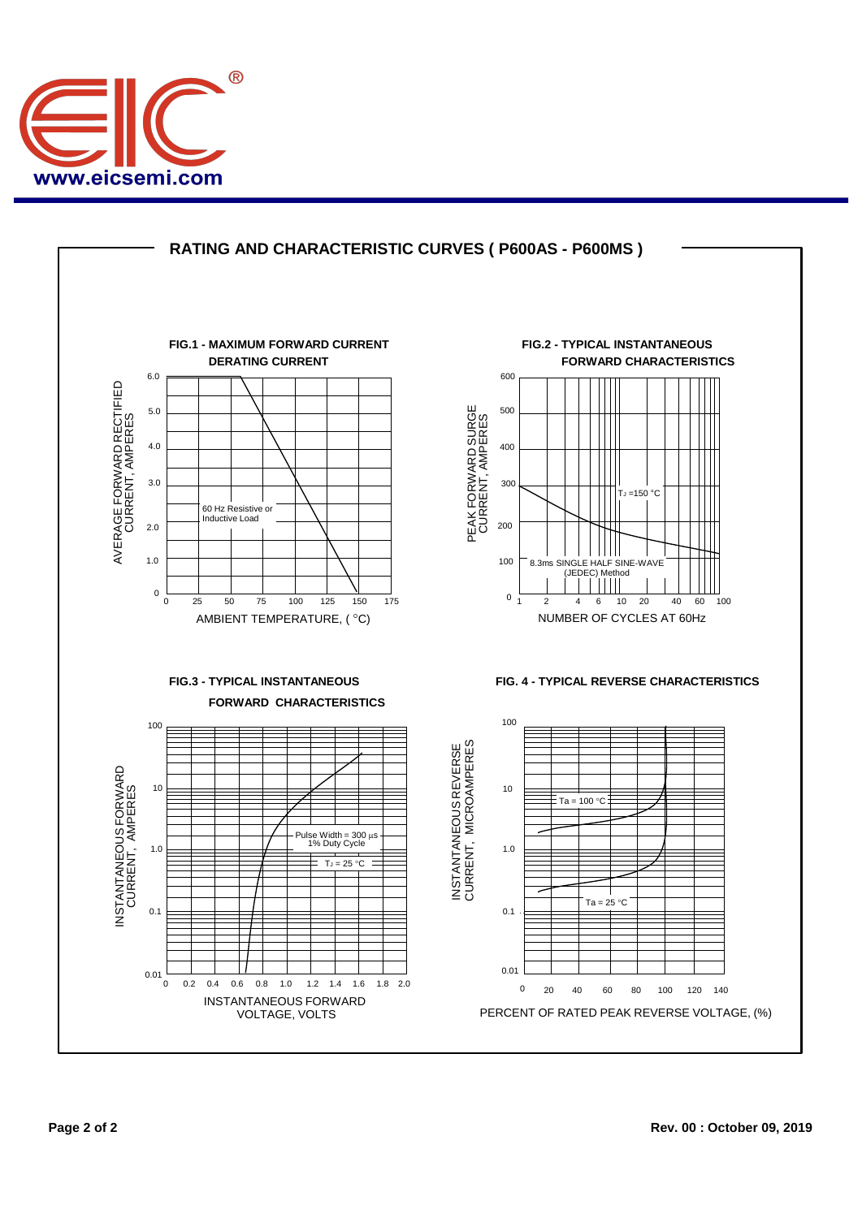www.eicsemi.com

## RATING AND CHARACTERISTIC CURVES ( P600AS - P600MS )

**FIG.1 - MAXIMUM FORWARD CURRENT DERATING CURRENT**

AVERAGE FORWARD RECTIFIED CURRENT, AMPERES

6.0
5.0
4.0
3.0
2.0
1.0
0

60 Hz Resistive or Inductive Load

0 25 50 75 100 125 150 175

AMBIENT TEMPERATURE, ( °C)

**FIG.2 - TYPICAL INSTANTANEOUS FORWARD CHARACTERISTICS**

PEAK FORWARD SURGE CURRENT, AMPERES

600
500
400
300
200
100
0

$T_J$ =150 °C

8.3ms SINGLE HALF SINE-WAVE (JEDEC) Method

1 2 4 6 10 20 40 60 100

NUMBER OF CYCLES AT 60Hz

**FIG.3 - TYPICAL INSTANTANEOUS FORWARD CHARACTERISTICS**

INSTANTANEOUS FORWARD CURRENT, AMPERES

100
10
1.0
0.1
0.01

Pulse Width = 300 μs
1% Duty Cycle

$T_J$ = 25 °C

0 0.2 0.4 0.6 0.8 1.0 1.2 1.4 1.6 1.8 2.0

INSTANTANEOUS FORWARD VOLTAGE, VOLTS

**FIG. 4 - TYPICAL REVERSE CHARACTERISTICS**

INSTANTANEOUS REVERSE CURRENT, MICROAMPERES

100
10
1.0
0.1
0.01

Ta = 100 °C

Ta = 25 °C

0 20 40 60 80 100 120 140

PERCENT OF RATED PEAK REVERSE VOLTAGE, (%)

Rev. 00 : October 09, 2019